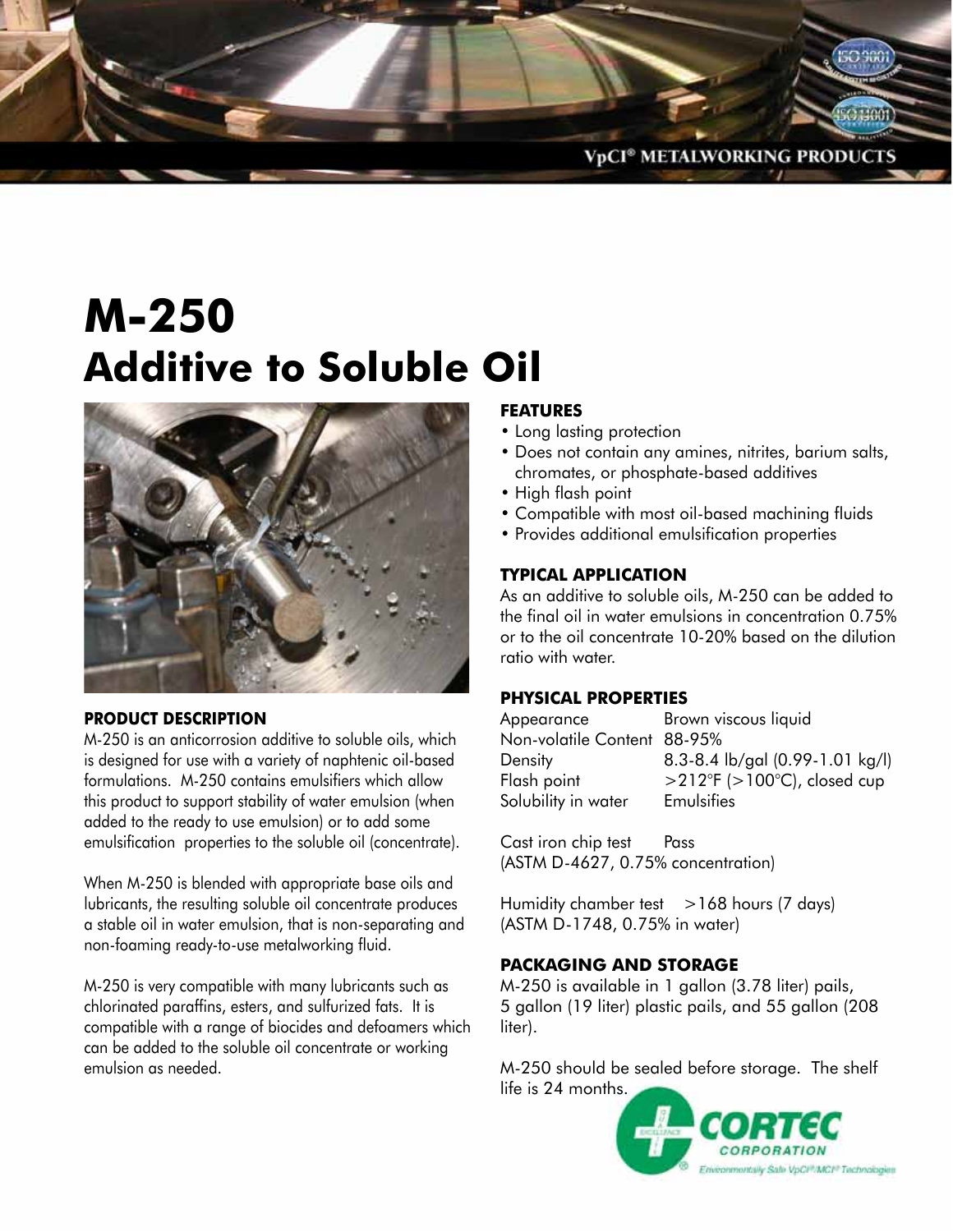VpCI® METALWORKING PRODUCTS

# M-250
# Additive to Soluble Oil

### PRODUCT DESCRIPTION

M-250 is an anticorrosion additive to soluble oils, which is designed for use with a variety of naphtenic oil-based formulations. M-250 contains emulsifiers which allow this product to support stability of water emulsion (when added to the ready to use emulsion) or to add some emulsification properties to the soluble oil (concentrate).

When M-250 is blended with appropriate base oils and lubricants, the resulting soluble oil concentrate produces a stable oil in water emulsion, that is non-separating and non-foaming ready-to-use metalworking fluid.

M-250 is very compatible with many lubricants such as chlorinated paraffins, esters, and sulfurized fats. It is compatible with a range of biocides and defoamers which can be added to the soluble oil concentrate or working emulsion as needed.

### FEATURES

- Long lasting protection
- Does not contain any amines, nitrites, barium salts, chromates, or phosphate-based additives
- High flash point
- Compatible with most oil-based machining fluids
- Provides additional emulsification properties

### TYPICAL APPLICATION

As an additive to soluble oils, M-250 can be added to the final oil in water emulsions in concentration 0.75% or to the oil concentrate 10-20% based on the dilution ratio with water.

### PHYSICAL PROPERTIES

| | |
|---|---|
| Appearance | Brown viscous liquid |
| Non-volatile Content | 88-95% |
| Density | 8.3-8.4 lb/gal (0.99-1.01 kg/l) |
| Flash point | >212°F (>100°C), closed cup |
| Solubility in water | Emulsifies |

Cast iron chip test Pass
(ASTM D-4627, 0.75% concentration)

Humidity chamber test >168 hours (7 days)
(ASTM D-1748, 0.75% in water)

### PACKAGING AND STORAGE

M-250 is available in 1 gallon (3.78 liter) pails, 5 gallon (19 liter) plastic pails, and 55 gallon (208 liter).

M-250 should be sealed before storage. The shelf life is 24 months.

CORTEC CORPORATION
Environmentally Safe VpCI®/MCI® Technologies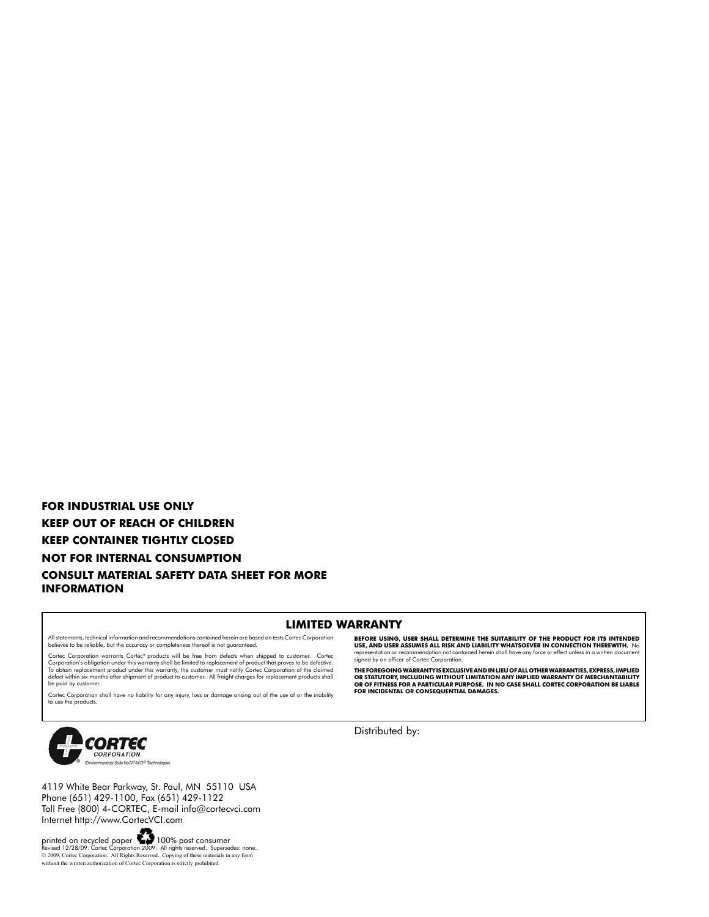**FOR INDUSTRIAL USE ONLY**

**KEEP OUT OF REACH OF CHILDREN**

**KEEP CONTAINER TIGHTLY CLOSED**

**NOT FOR INTERNAL CONSUMPTION**

**CONSULT MATERIAL SAFETY DATA SHEET FOR MORE INFORMATION**

## LIMITED WARRANTY

All statements, technical information and recommendations contained herein are based on tests Cortec Corporation believes to be reliable, but the accuracy or completeness thereof is not guaranteed.

Cortec Corporation warrants Cortec® products will be free from defects when shipped to customer. Cortec Corporation's obligation under this warranty shall be limited to replacement of product that proves to be defective. To obtain replacement product under this warranty, the customer must notify Cortec Corporation of the claimed defect within six months after shipment of product to customer. All freight charges for replacement products shall be paid by customer.

Cortec Corporation shall have no liability for any injury, loss or damage arising out of the use of or the inability to use the products.

**BEFORE USING, USER SHALL DETERMINE THE SUITABILITY OF THE PRODUCT FOR ITS INTENDED USE, AND USER ASSUMES ALL RISK AND LIABILITY WHATSOEVER IN CONNECTION THEREWITH.** No representation or recommendation not contained herein shall have any force or effect unless in a written document signed by an officer of Cortec Corporation.

**THE FOREGOING WARRANTY IS EXCLUSIVE AND IN LIEU OF ALL OTHER WARRANTIES, EXPRESS, IMPLIED OR STATUTORY, INCLUDING WITHOUT LIMITATION ANY IMPLIED WARRANTY OF MERCHANTABILITY OR OF FITNESS FOR A PARTICULAR PURPOSE. IN NO CASE SHALL CORTEC CORPORATION BE LIABLE FOR INCIDENTAL OR CONSEQUENTIAL DAMAGES.**

CORTEC CORPORATION
Environmentally Safe VpCI®/MCI® Technologies

Distributed by:

4119 White Bear Parkway, St. Paul, MN 55110 USA
Phone (651) 429-1100, Fax (651) 429-1122
Toll Free (800) 4-CORTEC, E-mail info@cortecvci.com
Internet http://www.CortecVCI.com

printed on recycled paper 100% post consumer
Revised 12/28/09. Cortec Corporation 2009. All rights reserved. Supersedes: none.
© 2009, Cortec Corporation. All Rights Reserved. Copying of these materials in any form without the written authorization of Cortec Corporation is strictly prohibited.